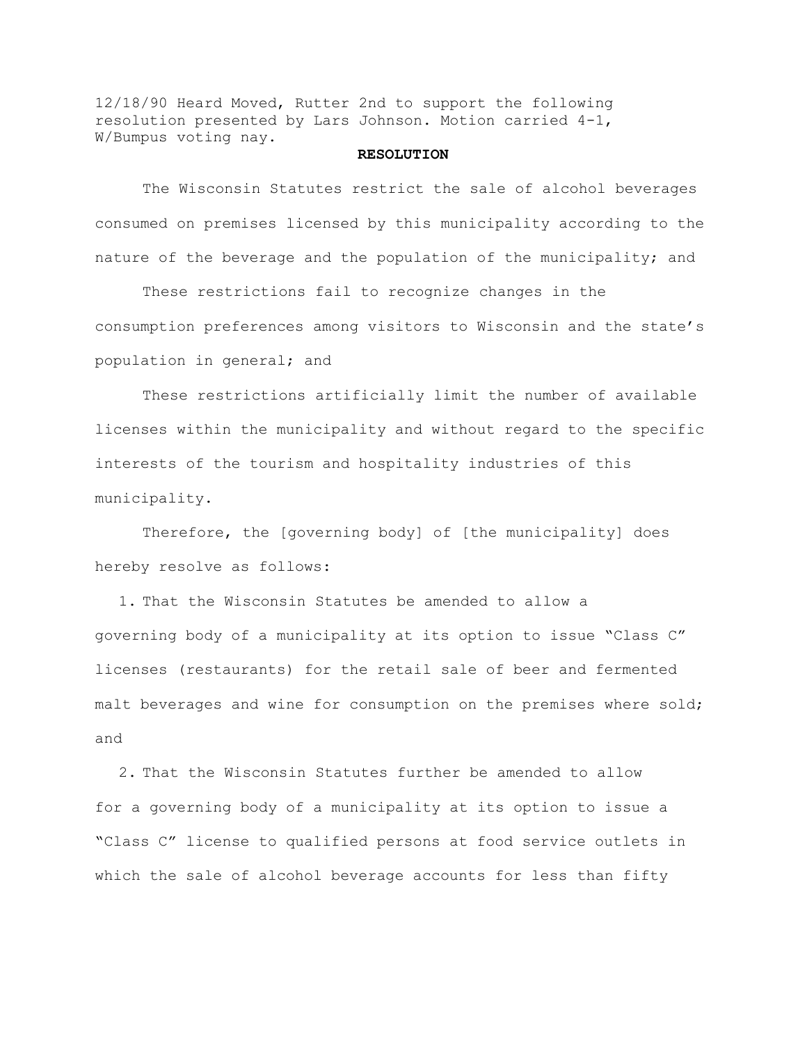12/18/90 Heard Moved, Rutter 2nd to support the following resolution presented by Lars Johnson. Motion carried 4-1, W/Bumpus voting nay.

**RESOLUTION**

The Wisconsin Statutes restrict the sale of alcohol beverages consumed on premises licensed by this municipality according to the nature of the beverage and the population of the municipality; and

These restrictions fail to recognize changes in the consumption preferences among visitors to Wisconsin and the state's population in general; and

These restrictions artificially limit the number of available licenses within the municipality and without regard to the specific interests of the tourism and hospitality industries of this municipality.

Therefore, the [governing body] of [the municipality] does hereby resolve as follows:

1. That the Wisconsin Statutes be amended to allow a governing body of a municipality at its option to issue "Class C" licenses (restaurants) for the retail sale of beer and fermented malt beverages and wine for consumption on the premises where sold; and

2. That the Wisconsin Statutes further be amended to allow for a governing body of a municipality at its option to issue a "Class C" license to qualified persons at food service outlets in which the sale of alcohol beverage accounts for less than fifty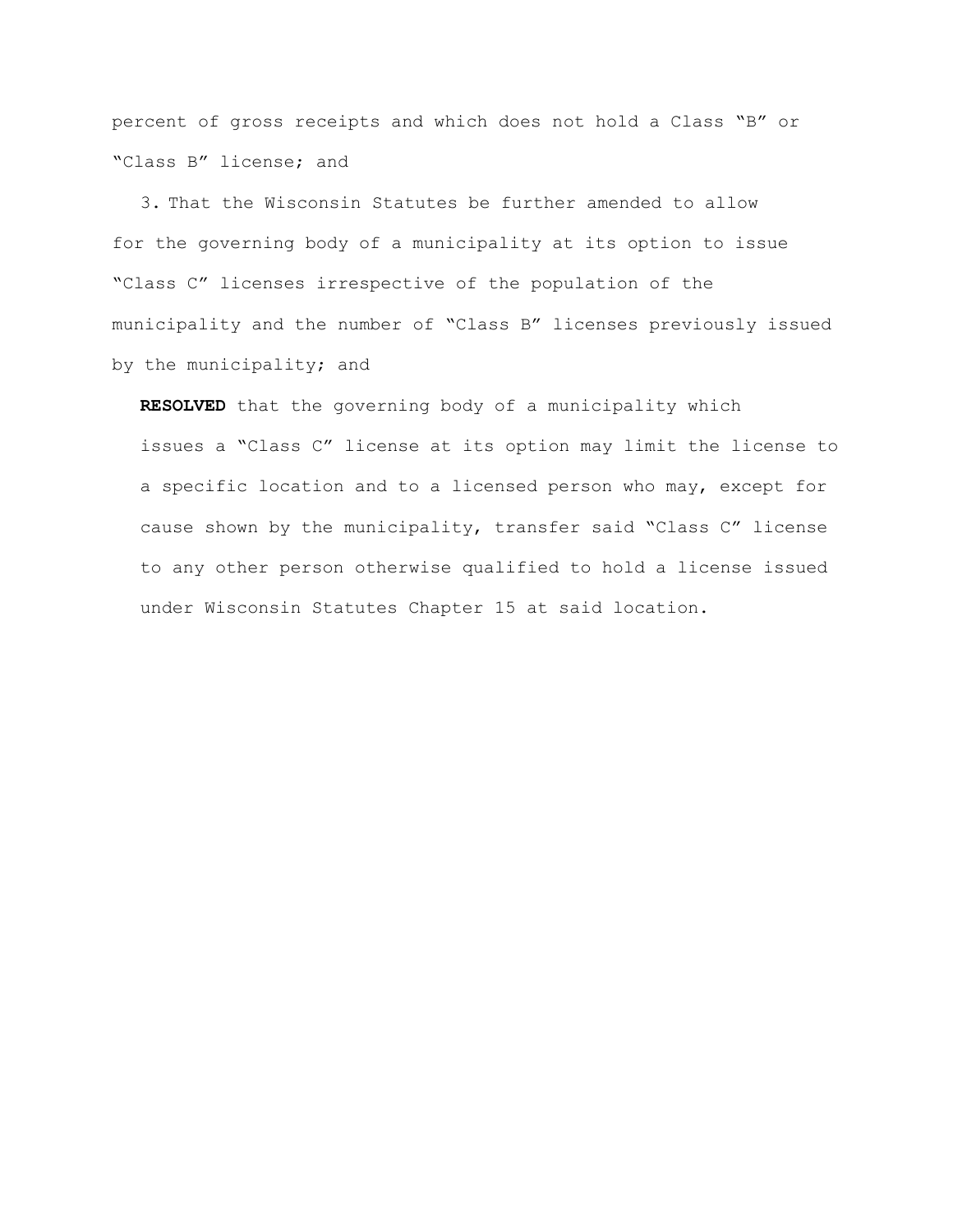percent of gross receipts and which does not hold a Class "B" or "Class B" license; and

3. That the Wisconsin Statutes be further amended to allow for the governing body of a municipality at its option to issue "Class C" licenses irrespective of the population of the municipality and the number of "Class B" licenses previously issued by the municipality; and

**RESOLVED** that the governing body of a municipality which issues a "Class C" license at its option may limit the license to a specific location and to a licensed person who may, except for cause shown by the municipality, transfer said "Class C" license to any other person otherwise qualified to hold a license issued under Wisconsin Statutes Chapter 15 at said location.